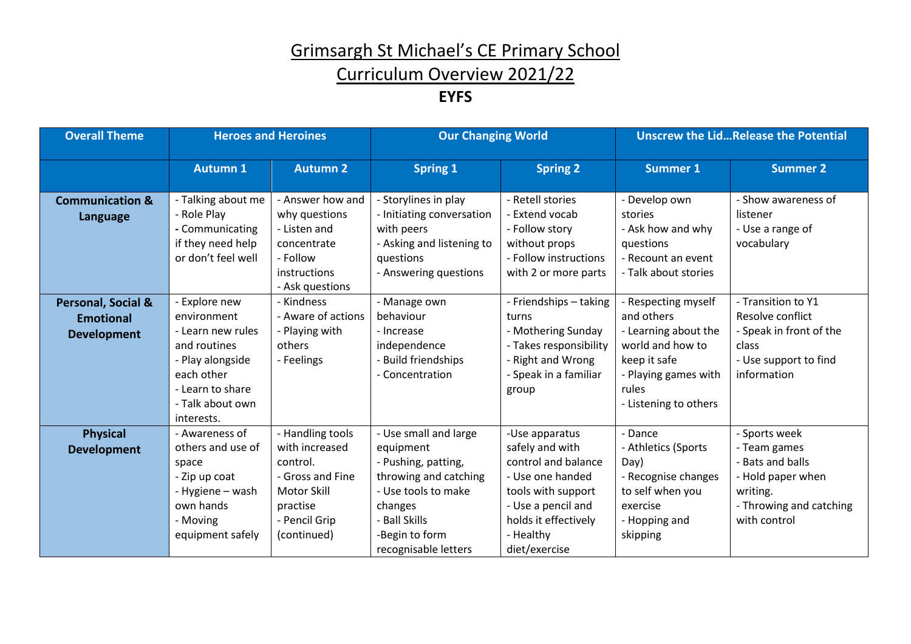# Grimsargh St Michael's CE Primary School

## Curriculum Overview 2021/22

### EYFS

| Overall Theme | Heroes and Heroines | | Our Changing World | | Unscrew the Lid…Release the Potential | |
|---|---|---|---|---|---|---|
| | **Autumn 1** | **Autumn 2** | **Spring 1** | **Spring 2** | **Summer 1** | **Summer 2** |
| **Communication & Language** | - Talking about me<br>- Role Play<br>- Communicating if they need help or don't feel well | - Answer how and why questions<br>- Listen and concentrate<br>- Follow instructions<br>- Ask questions | - Storylines in play<br>- Initiating conversation with peers<br>- Asking and listening to questions<br>- Answering questions | - Retell stories<br>- Extend vocab<br>- Follow story without props<br>- Follow instructions with 2 or more parts | - Develop own stories<br>- Ask how and why questions<br>- Recount an event<br>- Talk about stories | - Show awareness of listener<br>- Use a range of vocabulary |
| **Personal, Social & Emotional Development** | - Explore new environment<br>- Learn new rules and routines<br>- Play alongside each other<br>- Learn to share<br>- Talk about own interests. | - Kindness<br>- Aware of actions<br>- Playing with others<br>- Feelings | - Manage own behaviour<br>- Increase independence<br>- Build friendships<br>- Concentration | - Friendships – taking turns<br>- Mothering Sunday<br>- Takes responsibility<br>- Right and Wrong<br>- Speak in a familiar group | - Respecting myself and others<br>- Learning about the world and how to keep it safe<br>- Playing games with rules<br>- Listening to others | - Transition to Y1 Resolve conflict<br>- Speak in front of the class<br>- Use support to find information |
| **Physical Development** | - Awareness of others and use of space<br>- Zip up coat<br>- Hygiene – wash own hands<br>- Moving equipment safely | - Handling tools with increased control.<br>- Gross and Fine Motor Skill practise<br>- Pencil Grip (continued) | - Use small and large equipment<br>- Pushing, patting, throwing and catching<br>- Use tools to make changes<br>- Ball Skills<br>-Begin to form recognisable letters | -Use apparatus safely and with control and balance<br>- Use one handed tools with support<br>- Use a pencil and holds it effectively<br>- Healthy diet/exercise | - Dance<br>- Athletics (Sports Day)<br>- Recognise changes to self when you exercise<br>- Hopping and skipping | - Sports week<br>- Team games<br>- Bats and balls<br>- Hold paper when writing.<br>- Throwing and catching with control |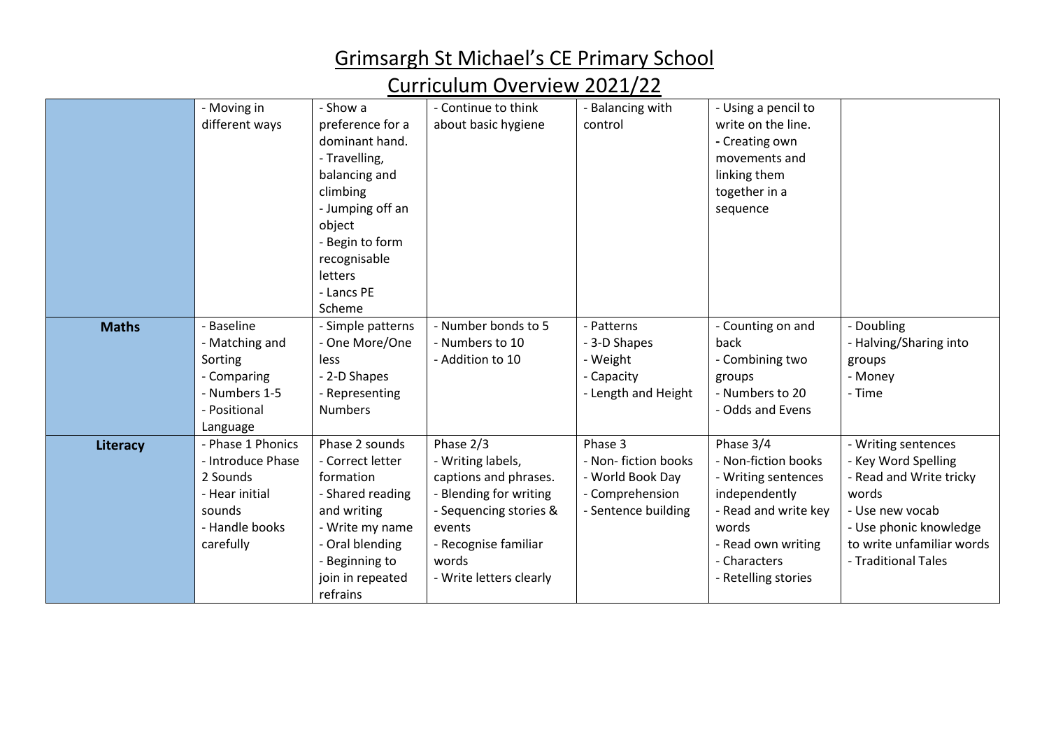# Grimsargh St Michael's CE Primary School

## Curriculum Overview 2021/22

| | | | | | | |
|---|---|---|---|---|---|---|
| | - Moving in different ways | - Show a preference for a dominant hand.<br>- Travelling, balancing and climbing<br>- Jumping off an object<br>- Begin to form recognisable letters<br>- Lancs PE Scheme | - Continue to think about basic hygiene | - Balancing with control | - Using a pencil to write on the line.<br>- Creating own movements and linking them together in a sequence | |
| **Maths** | - Baseline<br>- Matching and Sorting<br>- Comparing<br>- Numbers 1-5<br>- Positional Language | - Simple patterns<br>- One More/One less<br>- 2-D Shapes<br>- Representing Numbers | - Number bonds to 5<br>- Numbers to 10<br>- Addition to 10 | - Patterns<br>- 3-D Shapes<br>- Weight<br>- Capacity<br>- Length and Height | - Counting on and back<br>- Combining two groups<br>- Numbers to 20<br>- Odds and Evens | - Doubling<br>- Halving/Sharing into groups<br>- Money<br>- Time |
| **Literacy** | - Phase 1 Phonics<br>- Introduce Phase 2 Sounds<br>- Hear initial sounds<br>- Handle books carefully | Phase 2 sounds<br>- Correct letter formation<br>- Shared reading and writing<br>- Write my name<br>- Oral blending<br>- Beginning to join in repeated refrains | Phase 2/3<br>- Writing labels, captions and phrases.<br>- Blending for writing<br>- Sequencing stories & events<br>- Recognise familiar words<br>- Write letters clearly | Phase 3<br>- Non- fiction books<br>- World Book Day<br>- Comprehension<br>- Sentence building | Phase 3/4<br>- Non-fiction books<br>- Writing sentences independently<br>- Read and write key words<br>- Read own writing<br>- Characters<br>- Retelling stories | - Writing sentences<br>- Key Word Spelling<br>- Read and Write tricky words<br>- Use new vocab<br>- Use phonic knowledge to write unfamiliar words<br>- Traditional Tales |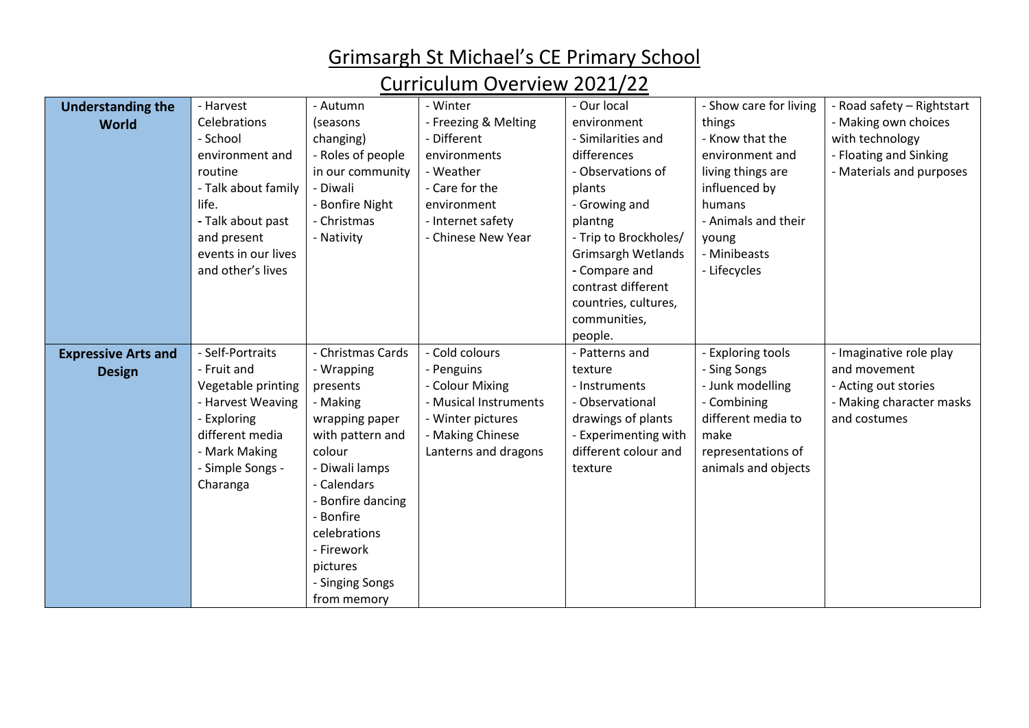# Grimsargh St Michael's CE Primary School

## Curriculum Overview 2021/22

| **Understanding the World** | - Harvest Celebrations<br>- School environment and routine<br>- Talk about family life.<br>- Talk about past and present events in our lives and other's lives | - Autumn (seasons changing)<br>- Roles of people in our community<br>- Diwali<br>- Bonfire Night<br>- Christmas<br>- Nativity | - Winter<br>- Freezing & Melting<br>- Different environments<br>- Weather<br>- Care for the environment<br>- Internet safety<br>- Chinese New Year | - Our local environment<br>- Similarities and differences<br>- Observations of plants<br>- Growing and plantng<br>- Trip to Brockholes/ Grimsargh Wetlands<br>- Compare and contrast different countries, cultures, communities, people. | - Show care for living things<br>- Know that the environment and living things are influenced by humans<br>- Animals and their young<br>- Minibeasts<br>- Lifecycles | - Road safety – Rightstart<br>- Making own choices with technology<br>- Floating and Sinking<br>- Materials and purposes |
|---|---|---|---|---|---|---|
| **Expressive Arts and Design** | - Self-Portraits<br>- Fruit and Vegetable printing<br>- Harvest Weaving<br>- Exploring different media<br>- Mark Making<br>- Simple Songs - Charanga | - Christmas Cards<br>- Wrapping presents<br>- Making wrapping paper with pattern and colour<br>- Diwali lamps<br>- Calendars<br>- Bonfire dancing<br>- Bonfire celebrations<br>- Firework pictures<br>- Singing Songs from memory | - Cold colours<br>- Penguins<br>- Colour Mixing<br>- Musical Instruments<br>- Winter pictures<br>- Making Chinese Lanterns and dragons | - Patterns and texture<br>- Instruments<br>- Observational drawings of plants<br>- Experimenting with different colour and texture | - Exploring tools<br>- Sing Songs<br>- Junk modelling<br>- Combining different media to make representations of animals and objects | - Imaginative role play and movement<br>- Acting out stories<br>- Making character masks and costumes |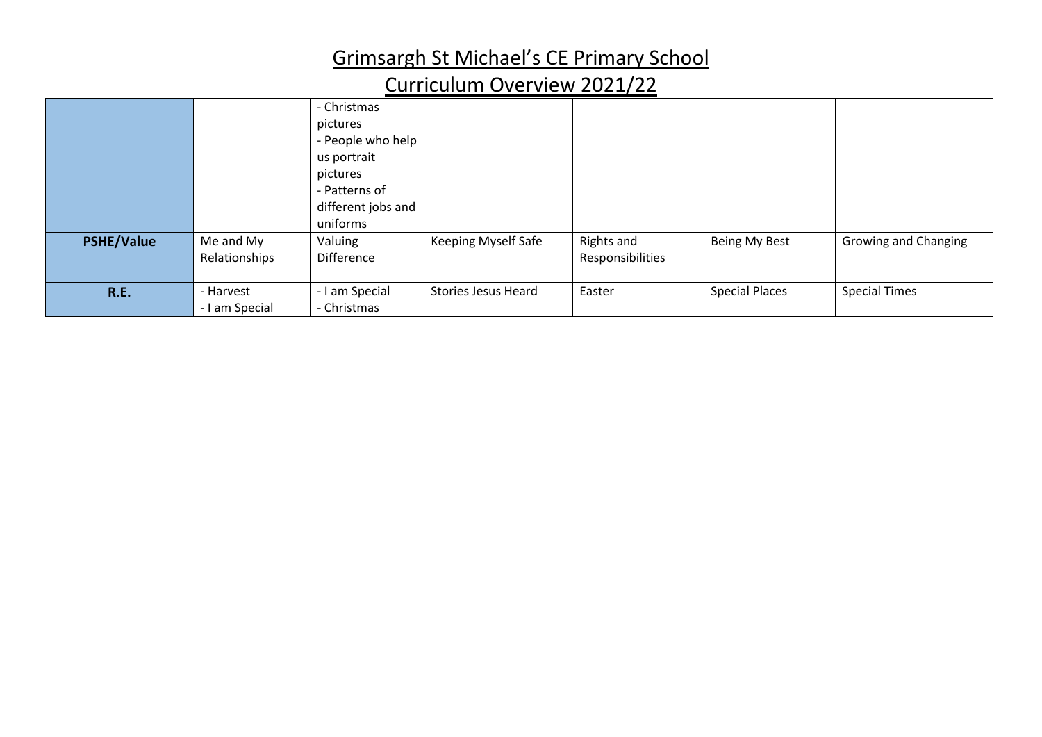# Grimsargh St Michael's CE Primary School

## Curriculum Overview 2021/22

| | | | | | | |
|---|---|---|---|---|---|---|
| | | - Christmas pictures<br>- People who help us portrait pictures<br>- Patterns of different jobs and uniforms | | | | |
| **PSHE/Value** | Me and My Relationships | Valuing Difference | Keeping Myself Safe | Rights and Responsibilities | Being My Best | Growing and Changing |
| **R.E.** | - Harvest<br>- I am Special | - I am Special<br>- Christmas | Stories Jesus Heard | Easter | Special Places | Special Times |